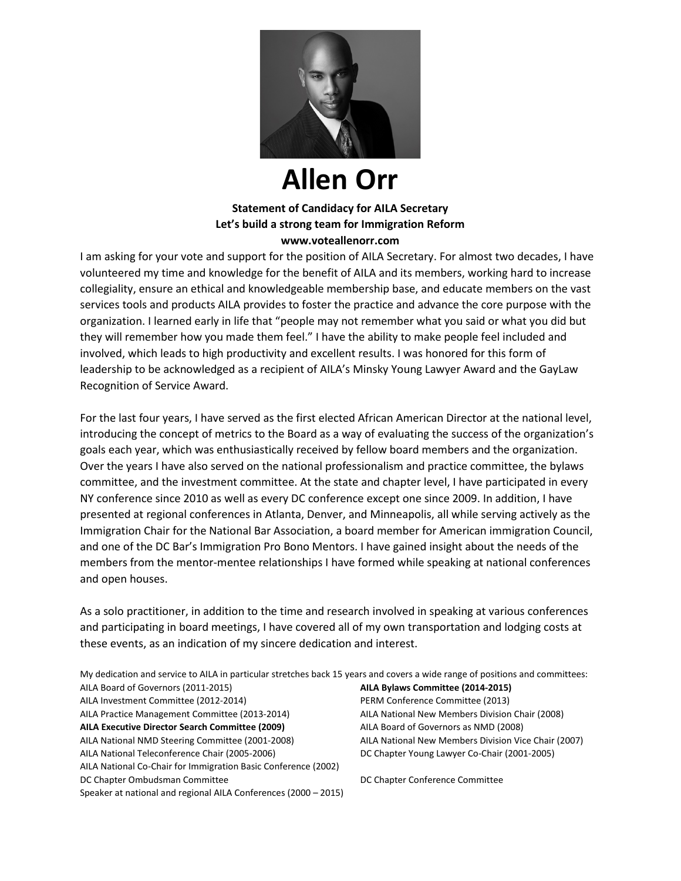# Allen Orr

**Statement of Candidacy for AILA Secretary**
**Let's build a strong team for Immigration Reform**
**www.voteallenorr.com**

I am asking for your vote and support for the position of AILA Secretary. For almost two decades, I have volunteered my time and knowledge for the benefit of AILA and its members, working hard to increase collegiality, ensure an ethical and knowledgeable membership base, and educate members on the vast services tools and products AILA provides to foster the practice and advance the core purpose with the organization. I learned early in life that "people may not remember what you said or what you did but they will remember how you made them feel." I have the ability to make people feel included and involved, which leads to high productivity and excellent results. I was honored for this form of leadership to be acknowledged as a recipient of AILA's Minsky Young Lawyer Award and the GayLaw Recognition of Service Award.

For the last four years, I have served as the first elected African American Director at the national level, introducing the concept of metrics to the Board as a way of evaluating the success of the organization's goals each year, which was enthusiastically received by fellow board members and the organization. Over the years I have also served on the national professionalism and practice committee, the bylaws committee, and the investment committee. At the state and chapter level, I have participated in every NY conference since 2010 as well as every DC conference except one since 2009. In addition, I have presented at regional conferences in Atlanta, Denver, and Minneapolis, all while serving actively as the Immigration Chair for the National Bar Association, a board member for American immigration Council, and one of the DC Bar's Immigration Pro Bono Mentors. I have gained insight about the needs of the members from the mentor-mentee relationships I have formed while speaking at national conferences and open houses.

As a solo practitioner, in addition to the time and research involved in speaking at various conferences and participating in board meetings, I have covered all of my own transportation and lodging costs at these events, as an indication of my sincere dedication and interest.

My dedication and service to AILA in particular stretches back 15 years and covers a wide range of positions and committees:

- AILA Board of Governors (2011-2015)
- AILA Investment Committee (2012-2014)
- AILA Practice Management Committee (2013-2014)
- **AILA Executive Director Search Committee (2009)**
- AILA National NMD Steering Committee (2001-2008)
- AILA National Teleconference Chair (2005-2006)
- AILA National Co-Chair for Immigration Basic Conference (2002)
- DC Chapter Ombudsman Committee
- Speaker at national and regional AILA Conferences (2000 – 2015)
- **AILA Bylaws Committee (2014-2015)**
- PERM Conference Committee (2013)
- AILA National New Members Division Chair (2008)
- AILA Board of Governors as NMD (2008)
- AILA National New Members Division Vice Chair (2007)
- DC Chapter Young Lawyer Co-Chair (2001-2005)
- DC Chapter Conference Committee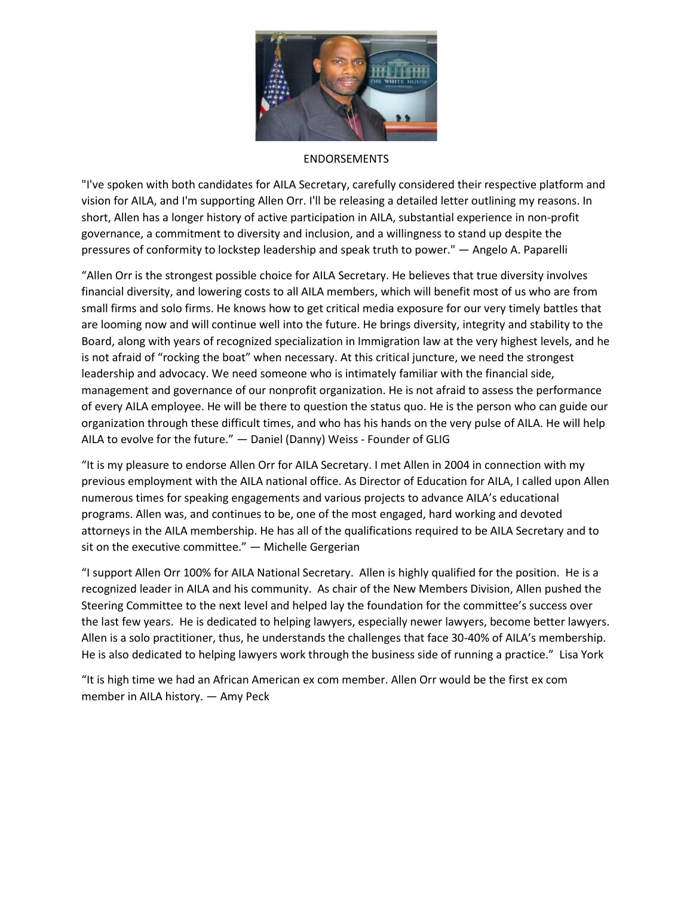ENDORSEMENTS

"I've spoken with both candidates for AILA Secretary, carefully considered their respective platform and vision for AILA, and I'm supporting Allen Orr. I'll be releasing a detailed letter outlining my reasons. In short, Allen has a longer history of active participation in AILA, substantial experience in non-profit governance, a commitment to diversity and inclusion, and a willingness to stand up despite the pressures of conformity to lockstep leadership and speak truth to power." — Angelo A. Paparelli

"Allen Orr is the strongest possible choice for AILA Secretary. He believes that true diversity involves financial diversity, and lowering costs to all AILA members, which will benefit most of us who are from small firms and solo firms. He knows how to get critical media exposure for our very timely battles that are looming now and will continue well into the future. He brings diversity, integrity and stability to the Board, along with years of recognized specialization in Immigration law at the very highest levels, and he is not afraid of "rocking the boat" when necessary. At this critical juncture, we need the strongest leadership and advocacy. We need someone who is intimately familiar with the financial side, management and governance of our nonprofit organization. He is not afraid to assess the performance of every AILA employee. He will be there to question the status quo. He is the person who can guide our organization through these difficult times, and who has his hands on the very pulse of AILA. He will help AILA to evolve for the future." — Daniel (Danny) Weiss - Founder of GLIG

"It is my pleasure to endorse Allen Orr for AILA Secretary. I met Allen in 2004 in connection with my previous employment with the AILA national office. As Director of Education for AILA, I called upon Allen numerous times for speaking engagements and various projects to advance AILA's educational programs. Allen was, and continues to be, one of the most engaged, hard working and devoted attorneys in the AILA membership. He has all of the qualifications required to be AILA Secretary and to sit on the executive committee." — Michelle Gergerian

"I support Allen Orr 100% for AILA National Secretary. Allen is highly qualified for the position. He is a recognized leader in AILA and his community. As chair of the New Members Division, Allen pushed the Steering Committee to the next level and helped lay the foundation for the committee's success over the last few years. He is dedicated to helping lawyers, especially newer lawyers, become better lawyers. Allen is a solo practitioner, thus, he understands the challenges that face 30-40% of AILA's membership. He is also dedicated to helping lawyers work through the business side of running a practice." Lisa York

"It is high time we had an African American ex com member. Allen Orr would be the first ex com member in AILA history. — Amy Peck